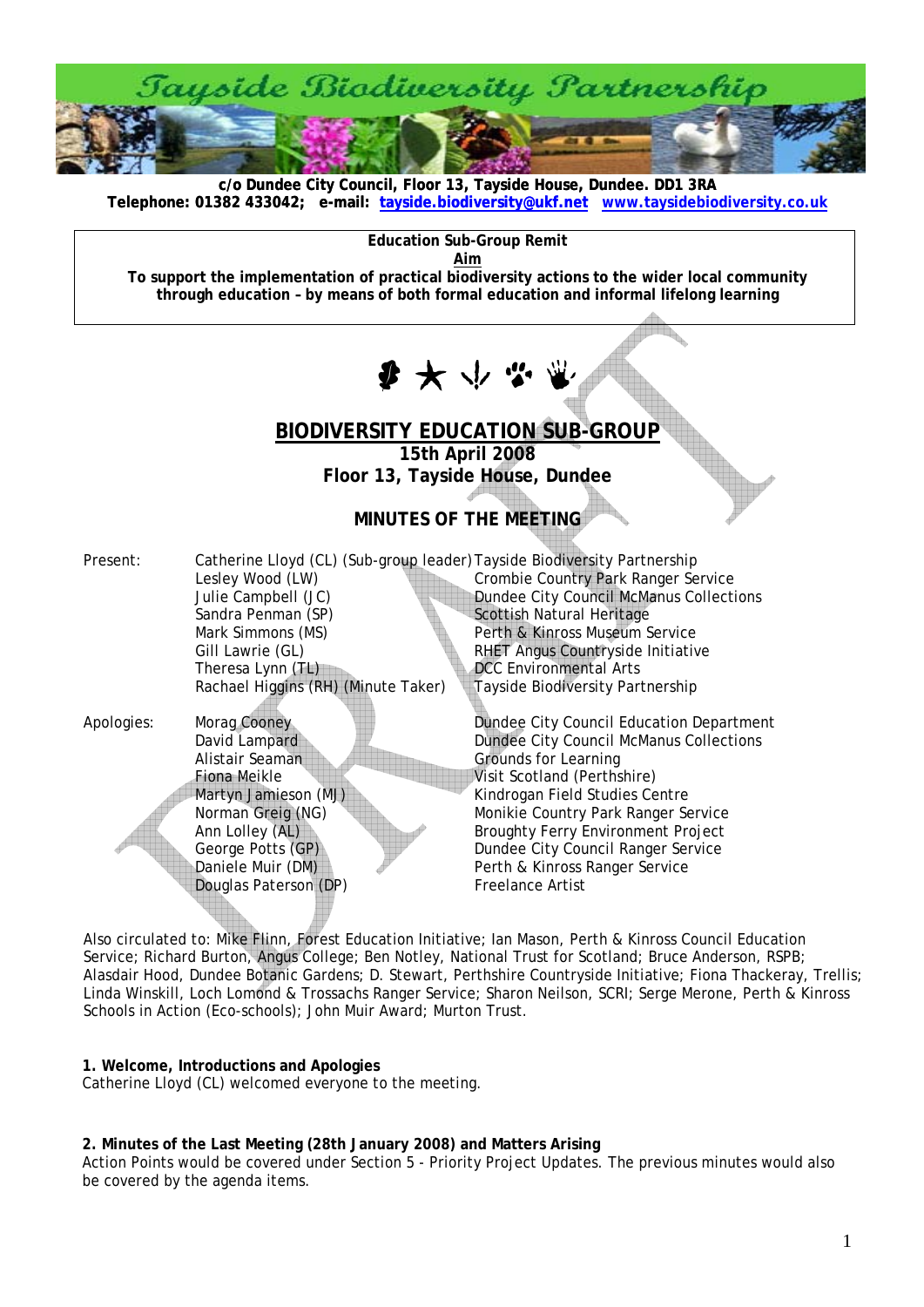# Tayside Biodiversity Partnership

**c/o Dundee City Council, Floor 13, Tayside House, Dundee. DD1 3RA**
**Telephone: 01382 433042; e-mail: tayside.biodiversity@ukf.net www.taysidebiodiversity.co.uk**

> **Education Sub-Group Remit**
> **Aim**
> **To support the implementation of practical biodiversity actions to the wider local community through education – by means of both formal education and informal lifelong learning**

## BIODIVERSITY EDUCATION SUB-GROUP

**15th April 2008**
**Floor 13, Tayside House, Dundee**

### MINUTES OF THE MEETING

| | | |
|---|---|---|
| Present: | Catherine Lloyd (CL) (Sub-group leader) | Tayside Biodiversity Partnership |
| | Lesley Wood (LW) | Crombie Country Park Ranger Service |
| | Julie Campbell (JC) | Dundee City Council McManus Collections |
| | Sandra Penman (SP) | Scottish Natural Heritage |
| | Mark Simmons (MS) | Perth & Kinross Museum Service |
| | Gill Lawrie (GL) | RHET Angus Countryside Initiative |
| | Theresa Lynn (TL) | DCC Environmental Arts |
| | Rachael Higgins (RH) (Minute Taker) | Tayside Biodiversity Partnership |
| Apologies: | Morag Cooney | Dundee City Council Education Department |
| | David Lampard | Dundee City Council McManus Collections |
| | Alistair Seaman | Grounds for Learning |
| | Fiona Meikle | Visit Scotland (Perthshire) |
| | Martyn Jamieson (MJ) | Kindrogan Field Studies Centre |
| | Norman Greig (NG) | Monikie Country Park Ranger Service |
| | Ann Lolley (AL) | Broughty Ferry Environment Project |
| | George Potts (GP) | Dundee City Council Ranger Service |
| | Daniele Muir (DM) | Perth & Kinross Ranger Service |
| | Douglas Paterson (DP) | Freelance Artist |

Also circulated to: Mike Flinn, Forest Education Initiative; Ian Mason, Perth & Kinross Council Education Service; Richard Burton, Angus College; Ben Notley, National Trust for Scotland; Bruce Anderson, RSPB; Alasdair Hood, Dundee Botanic Gardens; D. Stewart, Perthshire Countryside Initiative; Fiona Thackeray, Trellis; Linda Winskill, Loch Lomond & Trossachs Ranger Service; Sharon Neilson, SCRI; Serge Merone, Perth & Kinross Schools in Action (Eco-schools); John Muir Award; Murton Trust.

**1. Welcome, Introductions and Apologies**
Catherine Lloyd (CL) welcomed everyone to the meeting.

**2. Minutes of the Last Meeting (28th January 2008) and Matters Arising**
Action Points would be covered under Section 5 - Priority Project Updates. The previous minutes would also be covered by the agenda items.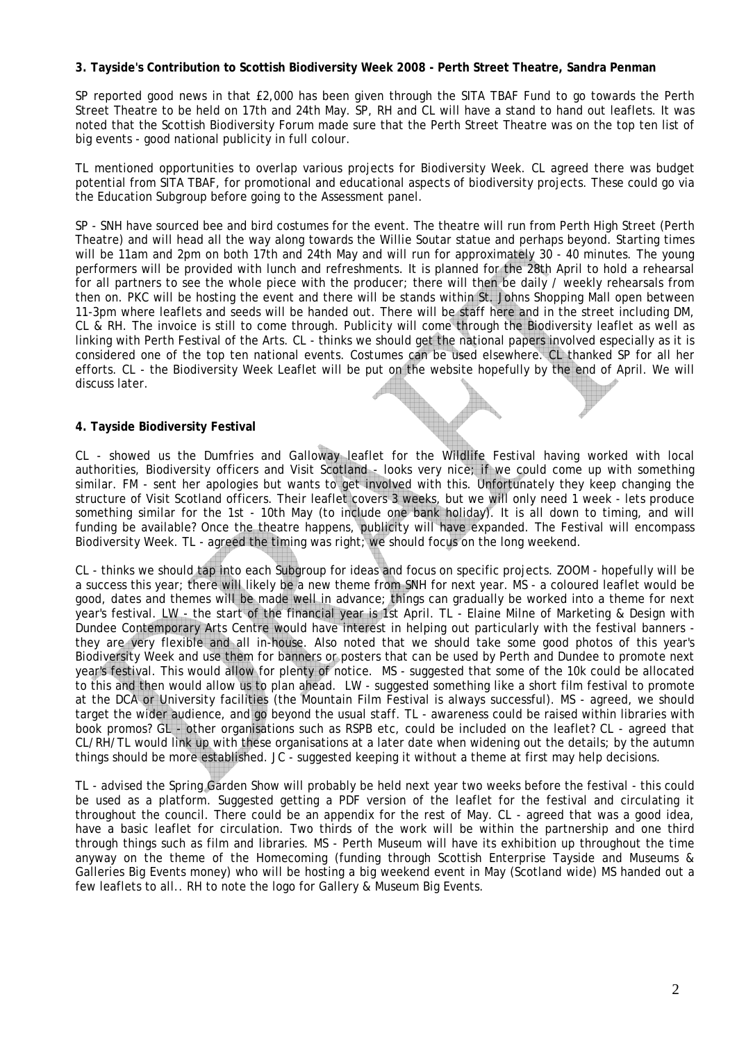**3. Tayside's Contribution to Scottish Biodiversity Week 2008 - Perth Street Theatre, Sandra Penman**

SP reported good news in that £2,000 has been given through the SITA TBAF Fund to go towards the Perth Street Theatre to be held on 17th and 24th May. SP, RH and CL will have a stand to hand out leaflets. It was noted that the Scottish Biodiversity Forum made sure that the Perth Street Theatre was on the top ten list of big events - good national publicity in full colour.

TL mentioned opportunities to overlap various projects for Biodiversity Week. CL agreed there was budget potential from SITA TBAF, for promotional and educational aspects of biodiversity projects. These could go via the Education Subgroup before going to the Assessment panel.

SP - SNH have sourced bee and bird costumes for the event. The theatre will run from Perth High Street (Perth Theatre) and will head all the way along towards the Willie Soutar statue and perhaps beyond. Starting times will be 11am and 2pm on both 17th and 24th May and will run for approximately 30 - 40 minutes. The young performers will be provided with lunch and refreshments. It is planned for the 28th April to hold a rehearsal for all partners to see the whole piece with the producer; there will then be daily / weekly rehearsals from then on. PKC will be hosting the event and there will be stands within St. Johns Shopping Mall open between 11-3pm where leaflets and seeds will be handed out. There will be staff here and in the street including DM, CL & RH. The invoice is still to come through. Publicity will come through the Biodiversity leaflet as well as linking with Perth Festival of the Arts. CL - thinks we should get the national papers involved especially as it is considered one of the top ten national events. Costumes can be used elsewhere. CL thanked SP for all her efforts. CL - the Biodiversity Week Leaflet will be put on the website hopefully by the end of April. We will discuss later.

**4. Tayside Biodiversity Festival**

CL - showed us the Dumfries and Galloway leaflet for the Wildlife Festival having worked with local authorities, Biodiversity officers and Visit Scotland - looks very nice; if we could come up with something similar. FM - sent her apologies but wants to get involved with this. Unfortunately they keep changing the structure of Visit Scotland officers. Their leaflet covers 3 weeks, but we will only need 1 week - lets produce something similar for the 1st - 10th May (to include one bank holiday). It is all down to timing, and will funding be available? Once the theatre happens, publicity will have expanded. The Festival will encompass Biodiversity Week. TL - agreed the timing was right; we should focus on the long weekend.

CL - thinks we should tap into each Subgroup for ideas and focus on specific projects. ZOOM - hopefully will be a success this year; there will likely be a new theme from SNH for next year. MS - a coloured leaflet would be good, dates and themes will be made well in advance; things can gradually be worked into a theme for next year's festival. LW - the start of the financial year is 1st April. TL - Elaine Milne of Marketing & Design with Dundee Contemporary Arts Centre would have interest in helping out particularly with the festival banners - they are very flexible and all in-house. Also noted that we should take some good photos of this year's Biodiversity Week and use them for banners or posters that can be used by Perth and Dundee to promote next year's festival. This would allow for plenty of notice. MS - suggested that some of the 10k could be allocated to this and then would allow us to plan ahead. LW - suggested something like a short film festival to promote at the DCA or University facilities (the Mountain Film Festival is always successful). MS - agreed, we should target the wider audience, and go beyond the usual staff. TL - awareness could be raised within libraries with book promos? GL - other organisations such as RSPB etc, could be included on the leaflet? CL - agreed that CL/RH/TL would link up with these organisations at a later date when widening out the details; by the autumn things should be more established. JC - suggested keeping it without a theme at first may help decisions.

TL - advised the Spring Garden Show will probably be held next year two weeks before the festival - this could be used as a platform. Suggested getting a PDF version of the leaflet for the festival and circulating it throughout the council. There could be an appendix for the rest of May. CL - agreed that was a good idea, have a basic leaflet for circulation. Two thirds of the work will be within the partnership and one third through things such as film and libraries. MS - Perth Museum will have its exhibition up throughout the time anyway on the theme of the Homecoming (funding through Scottish Enterprise Tayside and Museums & Galleries Big Events money) who will be hosting a big weekend event in May (Scotland wide) MS handed out a few leaflets to all.. RH to note the logo for Gallery & Museum Big Events.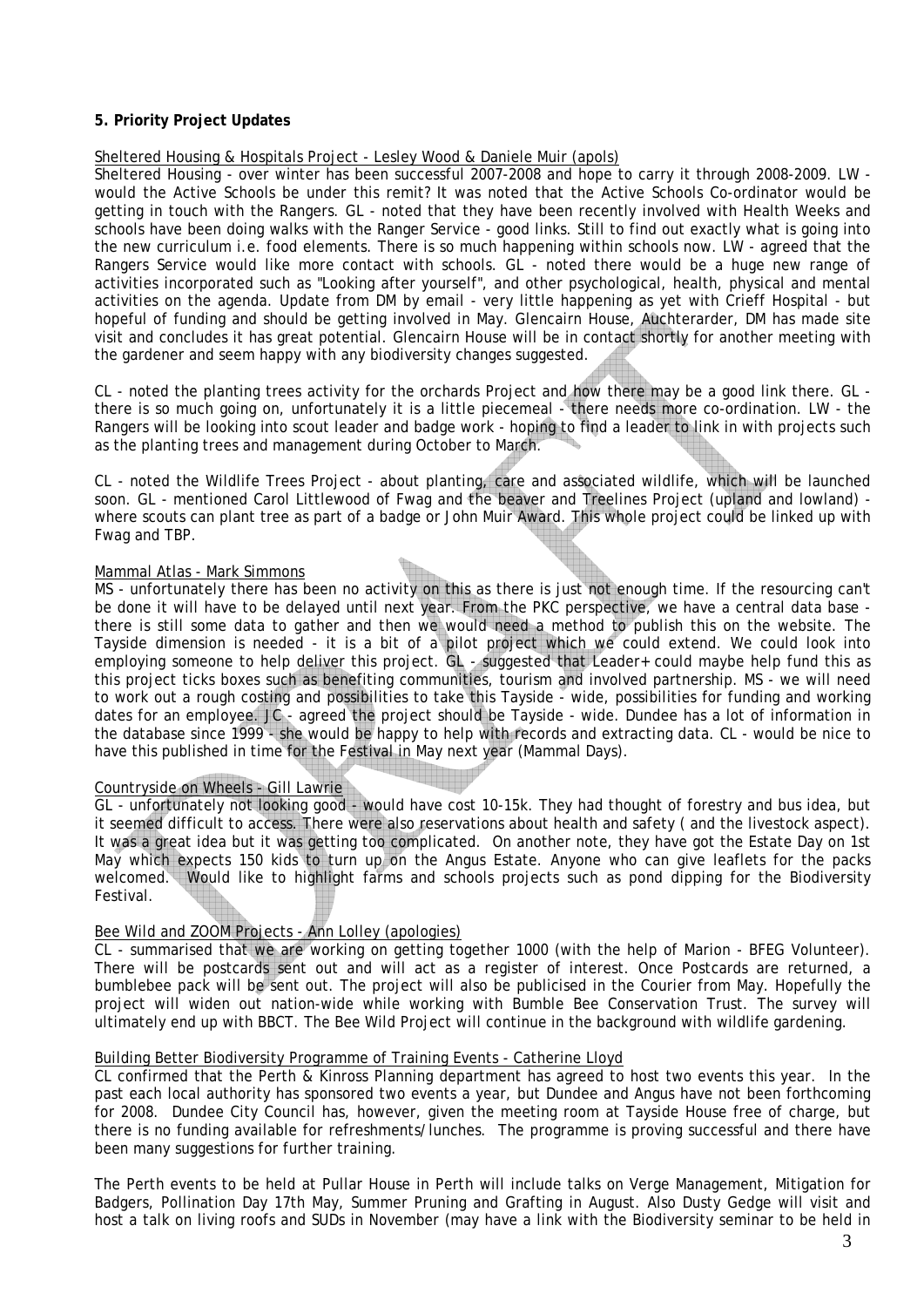**5. Priority Project Updates**

Sheltered Housing & Hospitals Project - Lesley Wood & Daniele Muir (apols)

Sheltered Housing - over winter has been successful 2007-2008 and hope to carry it through 2008-2009. LW - would the Active Schools be under this remit? It was noted that the Active Schools Co-ordinator would be getting in touch with the Rangers. GL - noted that they have been recently involved with Health Weeks and schools have been doing walks with the Ranger Service - good links. Still to find out exactly what is going into the new curriculum i.e. food elements. There is so much happening within schools now. LW - agreed that the Rangers Service would like more contact with schools. GL - noted there would be a huge new range of activities incorporated such as "Looking after yourself", and other psychological, health, physical and mental activities on the agenda. Update from DM by email - very little happening as yet with Crieff Hospital - but hopeful of funding and should be getting involved in May. Glencairn House, Auchterarder, DM has made site visit and concludes it has great potential. Glencairn House will be in contact shortly for another meeting with the gardener and seem happy with any biodiversity changes suggested.

CL - noted the planting trees activity for the orchards Project and how there may be a good link there. GL - there is so much going on, unfortunately it is a little piecemeal - there needs more co-ordination. LW - the Rangers will be looking into scout leader and badge work - hoping to find a leader to link in with projects such as the planting trees and management during October to March.

CL - noted the Wildlife Trees Project - about planting, care and associated wildlife, which will be launched soon. GL - mentioned Carol Littlewood of Fwag and the beaver and Treelines Project (upland and lowland) - where scouts can plant tree as part of a badge or John Muir Award. This whole project could be linked up with Fwag and TBP.

Mammal Atlas - Mark Simmons

MS - unfortunately there has been no activity on this as there is just not enough time. If the resourcing can't be done it will have to be delayed until next year. From the PKC perspective, we have a central data base - there is still some data to gather and then we would need a method to publish this on the website. The Tayside dimension is needed - it is a bit of a pilot project which we could extend. We could look into employing someone to help deliver this project. GL - suggested that Leader+ could maybe help fund this as this project ticks boxes such as benefiting communities, tourism and involved partnership. MS - we will need to work out a rough costing and possibilities to take this Tayside - wide, possibilities for funding and working dates for an employee. JC - agreed the project should be Tayside - wide. Dundee has a lot of information in the database since 1999 - she would be happy to help with records and extracting data. CL - would be nice to have this published in time for the Festival in May next year (Mammal Days).

Countryside on Wheels - Gill Lawrie

GL - unfortunately not looking good - would have cost 10-15k. They had thought of forestry and bus idea, but it seemed difficult to access. There were also reservations about health and safety ( and the livestock aspect). It was a great idea but it was getting too complicated. On another note, they have got the Estate Day on 1st May which expects 150 kids to turn up on the Angus Estate. Anyone who can give leaflets for the packs welcomed. Would like to highlight farms and schools projects such as pond dipping for the Biodiversity Festival.

Bee Wild and ZOOM Projects - Ann Lolley (apologies)

CL - summarised that we are working on getting together 1000 (with the help of Marion - BFEG Volunteer). There will be postcards sent out and will act as a register of interest. Once Postcards are returned, a bumblebee pack will be sent out. The project will also be publicised in the Courier from May. Hopefully the project will widen out nation-wide while working with Bumble Bee Conservation Trust. The survey will ultimately end up with BBCT. The Bee Wild Project will continue in the background with wildlife gardening.

Building Better Biodiversity Programme of Training Events - Catherine Lloyd

CL confirmed that the Perth & Kinross Planning department has agreed to host two events this year. In the past each local authority has sponsored two events a year, but Dundee and Angus have not been forthcoming for 2008. Dundee City Council has, however, given the meeting room at Tayside House free of charge, but there is no funding available for refreshments/lunches. The programme is proving successful and there have been many suggestions for further training.

The Perth events to be held at Pullar House in Perth will include talks on Verge Management, Mitigation for Badgers, Pollination Day 17th May, Summer Pruning and Grafting in August. Also Dusty Gedge will visit and host a talk on living roofs and SUDs in November (may have a link with the Biodiversity seminar to be held in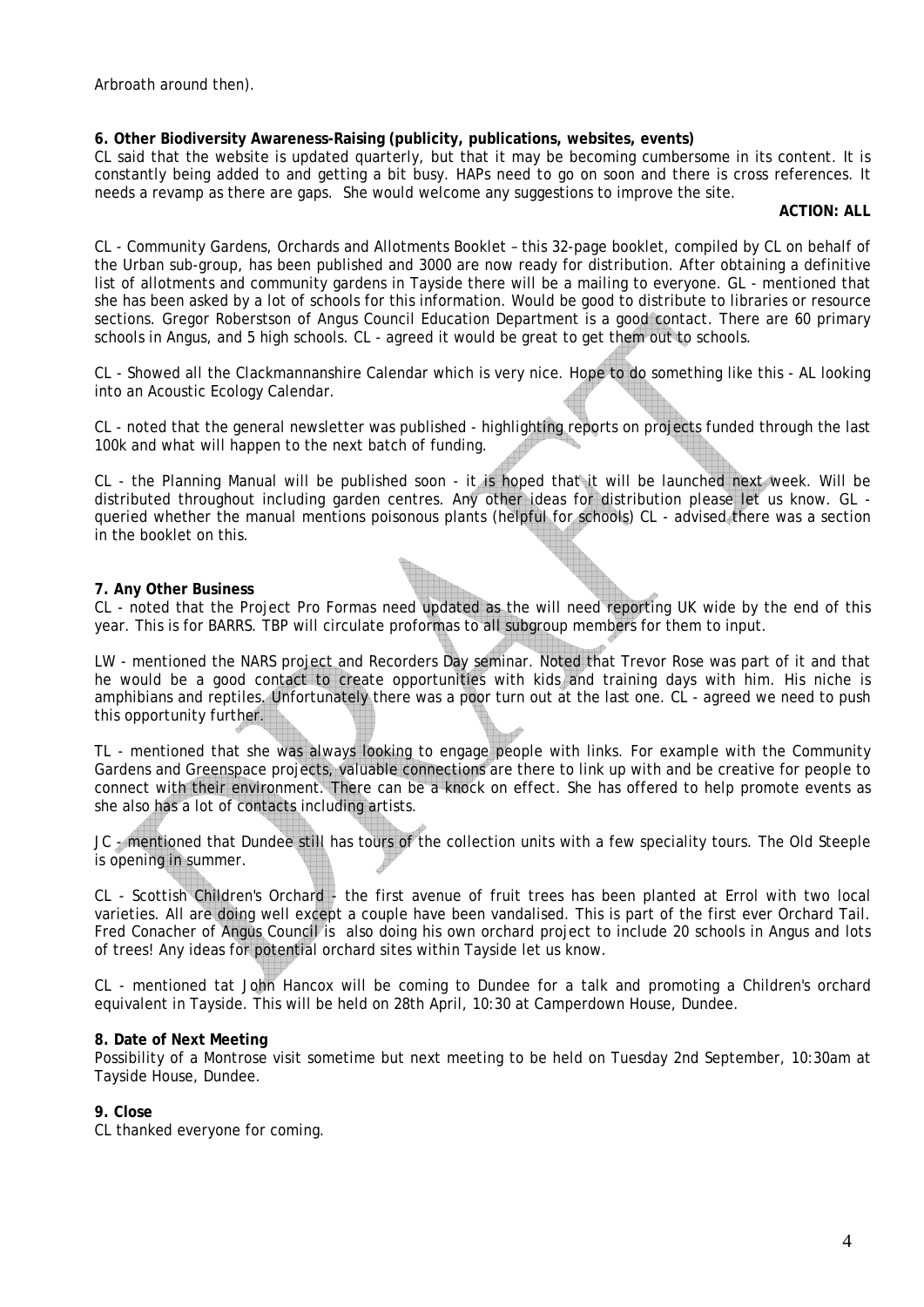Arbroath around then).

**6. Other Biodiversity Awareness-Raising (publicity, publications, websites, events)**

CL said that the website is updated quarterly, but that it may be becoming cumbersome in its content. It is constantly being added to and getting a bit busy. HAPs need to go on soon and there is cross references. It needs a revamp as there are gaps. She would welcome any suggestions to improve the site.

**ACTION: ALL**

CL - Community Gardens, Orchards and Allotments Booklet – this 32-page booklet, compiled by CL on behalf of the Urban sub-group, has been published and 3000 are now ready for distribution. After obtaining a definitive list of allotments and community gardens in Tayside there will be a mailing to everyone. GL - mentioned that she has been asked by a lot of schools for this information. Would be good to distribute to libraries or resource sections. Gregor Roberstson of Angus Council Education Department is a good contact. There are 60 primary schools in Angus, and 5 high schools. CL - agreed it would be great to get them out to schools.

CL - Showed all the Clackmannanshire Calendar which is very nice. Hope to do something like this - AL looking into an Acoustic Ecology Calendar.

CL - noted that the general newsletter was published - highlighting reports on projects funded through the last 100k and what will happen to the next batch of funding.

CL - the Planning Manual will be published soon - it is hoped that it will be launched next week. Will be distributed throughout including garden centres. Any other ideas for distribution please let us know. GL - queried whether the manual mentions poisonous plants (helpful for schools) CL - advised there was a section in the booklet on this.

**7. Any Other Business**

CL - noted that the Project Pro Formas need updated as the will need reporting UK wide by the end of this year. This is for BARRS. TBP will circulate proformas to all subgroup members for them to input.

LW - mentioned the NARS project and Recorders Day seminar. Noted that Trevor Rose was part of it and that he would be a good contact to create opportunities with kids and training days with him. His niche is amphibians and reptiles. Unfortunately there was a poor turn out at the last one. CL - agreed we need to push this opportunity further.

TL - mentioned that she was always looking to engage people with links. For example with the Community Gardens and Greenspace projects, valuable connections are there to link up with and be creative for people to connect with their environment. There can be a knock on effect. She has offered to help promote events as she also has a lot of contacts including artists.

JC - mentioned that Dundee still has tours of the collection units with a few speciality tours. The Old Steeple is opening in summer.

CL - Scottish Children's Orchard - the first avenue of fruit trees has been planted at Errol with two local varieties. All are doing well except a couple have been vandalised. This is part of the first ever Orchard Tail. Fred Conacher of Angus Council is also doing his own orchard project to include 20 schools in Angus and lots of trees! Any ideas for potential orchard sites within Tayside let us know.

CL - mentioned tat John Hancox will be coming to Dundee for a talk and promoting a Children's orchard equivalent in Tayside. This will be held on 28th April, 10:30 at Camperdown House, Dundee.

**8. Date of Next Meeting**

Possibility of a Montrose visit sometime but next meeting to be held on Tuesday 2nd September, 10:30am at Tayside House, Dundee.

**9. Close**

CL thanked everyone for coming.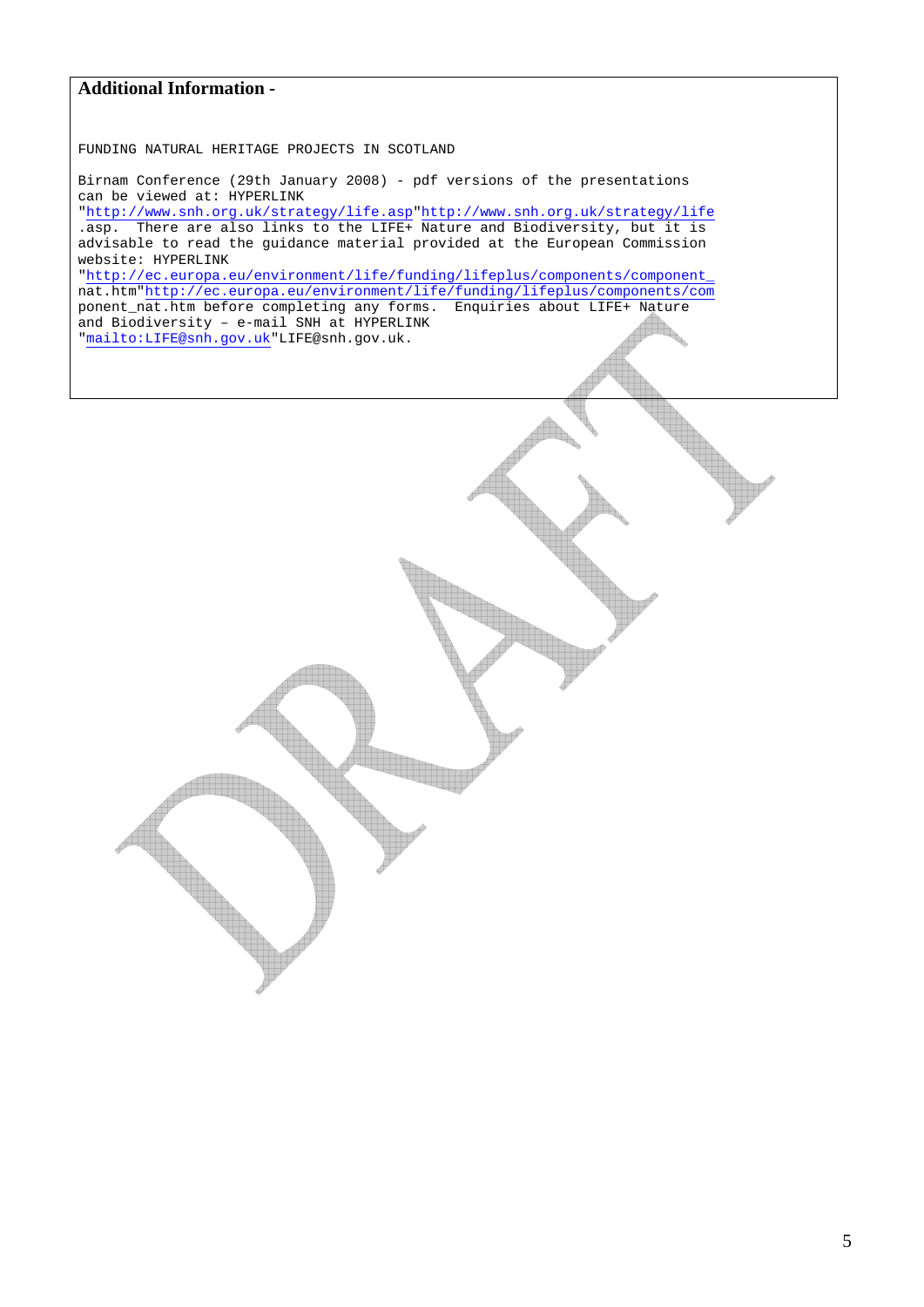**Additional Information -**

FUNDING NATURAL HERITAGE PROJECTS IN SCOTLAND

Birnam Conference (29th January 2008) - pdf versions of the presentations can be viewed at: HYPERLINK "http://www.snh.org.uk/strategy/life.asp"http://www.snh.org.uk/strategy/life.asp. There are also links to the LIFE+ Nature and Biodiversity, but it is advisable to read the guidance material provided at the European Commission website: HYPERLINK "http://ec.europa.eu/environment/life/funding/lifeplus/components/component_nat.htm"http://ec.europa.eu/environment/life/funding/lifeplus/components/component_nat.htm before completing any forms. Enquiries about LIFE+ Nature and Biodiversity – e-mail SNH at HYPERLINK "mailto:LIFE@snh.gov.uk"LIFE@snh.gov.uk.